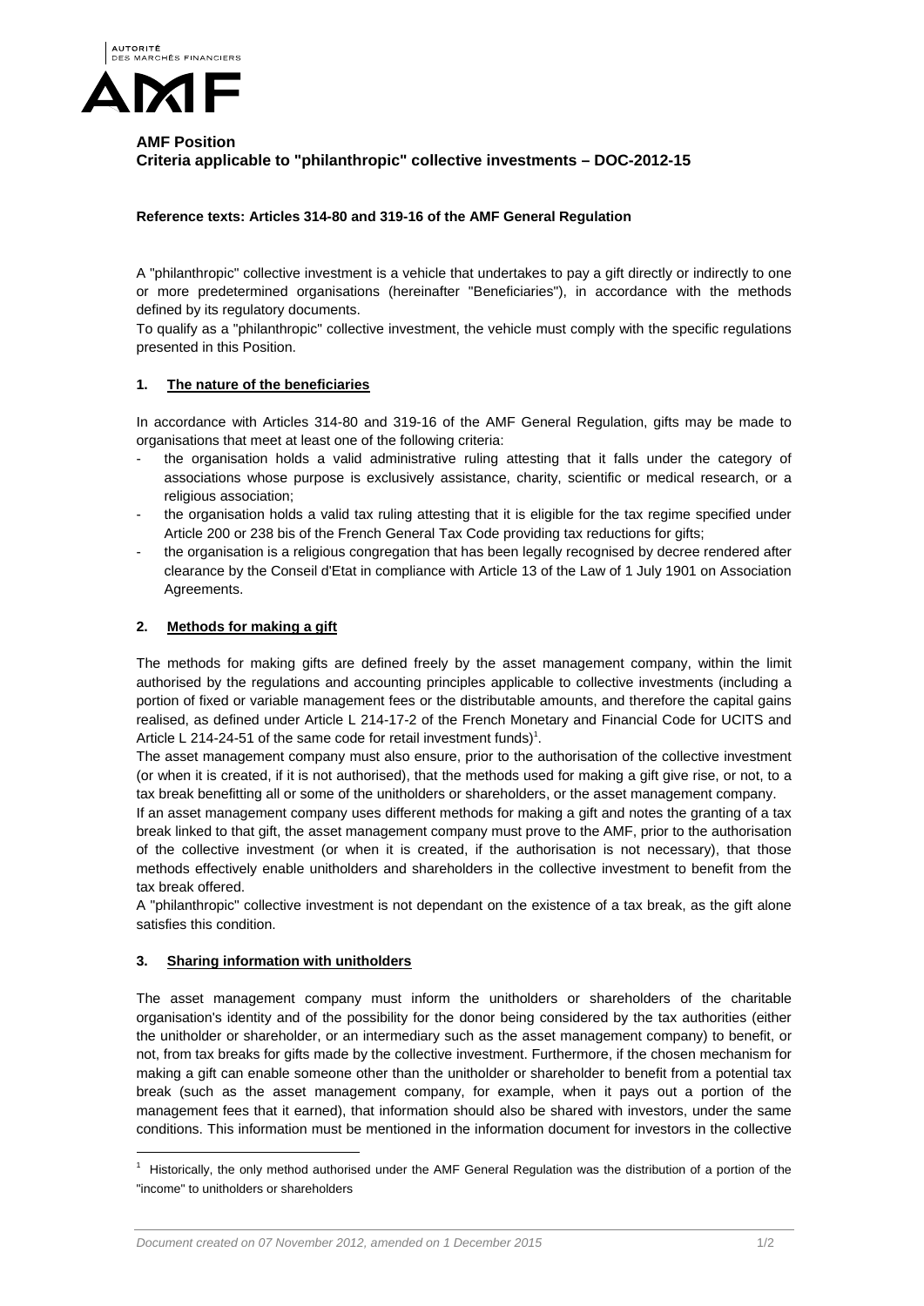**AMF Position**
**Criteria applicable to "philanthropic" collective investments – DOC-2012-15**

**Reference texts: Articles 314-80 and 319-16 of the AMF General Regulation**

A "philanthropic" collective investment is a vehicle that undertakes to pay a gift directly or indirectly to one or more predetermined organisations (hereinafter "Beneficiaries"), in accordance with the methods defined by its regulatory documents.

To qualify as a "philanthropic" collective investment, the vehicle must comply with the specific regulations presented in this Position.

## 1. The nature of the beneficiaries

In accordance with Articles 314-80 and 319-16 of the AMF General Regulation, gifts may be made to organisations that meet at least one of the following criteria:

- the organisation holds a valid administrative ruling attesting that it falls under the category of associations whose purpose is exclusively assistance, charity, scientific or medical research, or a religious association;
- the organisation holds a valid tax ruling attesting that it is eligible for the tax regime specified under Article 200 or 238 bis of the French General Tax Code providing tax reductions for gifts;
- the organisation is a religious congregation that has been legally recognised by decree rendered after clearance by the Conseil d'Etat in compliance with Article 13 of the Law of 1 July 1901 on Association Agreements.

## 2. Methods for making a gift

The methods for making gifts are defined freely by the asset management company, within the limit authorised by the regulations and accounting principles applicable to collective investments (including a portion of fixed or variable management fees or the distributable amounts, and therefore the capital gains realised, as defined under Article L 214-17-2 of the French Monetary and Financial Code for UCITS and Article L 214-24-51 of the same code for retail investment funds)[1].

The asset management company must also ensure, prior to the authorisation of the collective investment (or when it is created, if it is not authorised), that the methods used for making a gift give rise, or not, to a tax break benefitting all or some of the unitholders or shareholders, or the asset management company.

If an asset management company uses different methods for making a gift and notes the granting of a tax break linked to that gift, the asset management company must prove to the AMF, prior to the authorisation of the collective investment (or when it is created, if the authorisation is not necessary), that those methods effectively enable unitholders and shareholders in the collective investment to benefit from the tax break offered.

A "philanthropic" collective investment is not dependant on the existence of a tax break, as the gift alone satisfies this condition.

## 3. Sharing information with unitholders

The asset management company must inform the unitholders or shareholders of the charitable organisation's identity and of the possibility for the donor being considered by the tax authorities (either the unitholder or shareholder, or an intermediary such as the asset management company) to benefit, or not, from tax breaks for gifts made by the collective investment. Furthermore, if the chosen mechanism for making a gift can enable someone other than the unitholder or shareholder to benefit from a potential tax break (such as the asset management company, for example, when it pays out a portion of the management fees that it earned), that information should also be shared with investors, under the same conditions. This information must be mentioned in the information document for investors in the collective

---

[1] Historically, the only method authorised under the AMF General Regulation was the distribution of a portion of the "income" to unitholders or shareholders

*Document created on 07 November 2012, amended on 1 December 2015*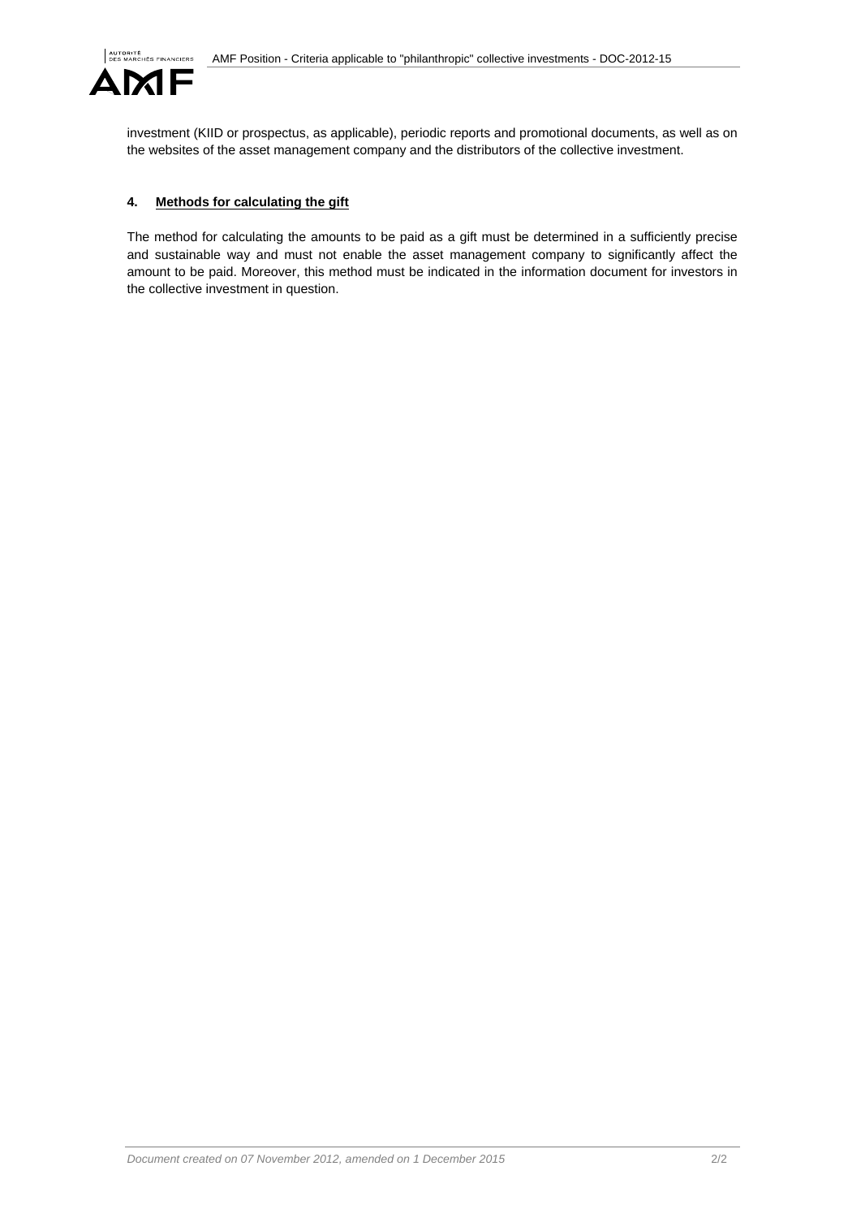investment (KIID or prospectus, as applicable), periodic reports and promotional documents, as well as on the websites of the asset management company and the distributors of the collective investment.

## 4. Methods for calculating the gift

The method for calculating the amounts to be paid as a gift must be determined in a sufficiently precise and sustainable way and must not enable the asset management company to significantly affect the amount to be paid. Moreover, this method must be indicated in the information document for investors in the collective investment in question.